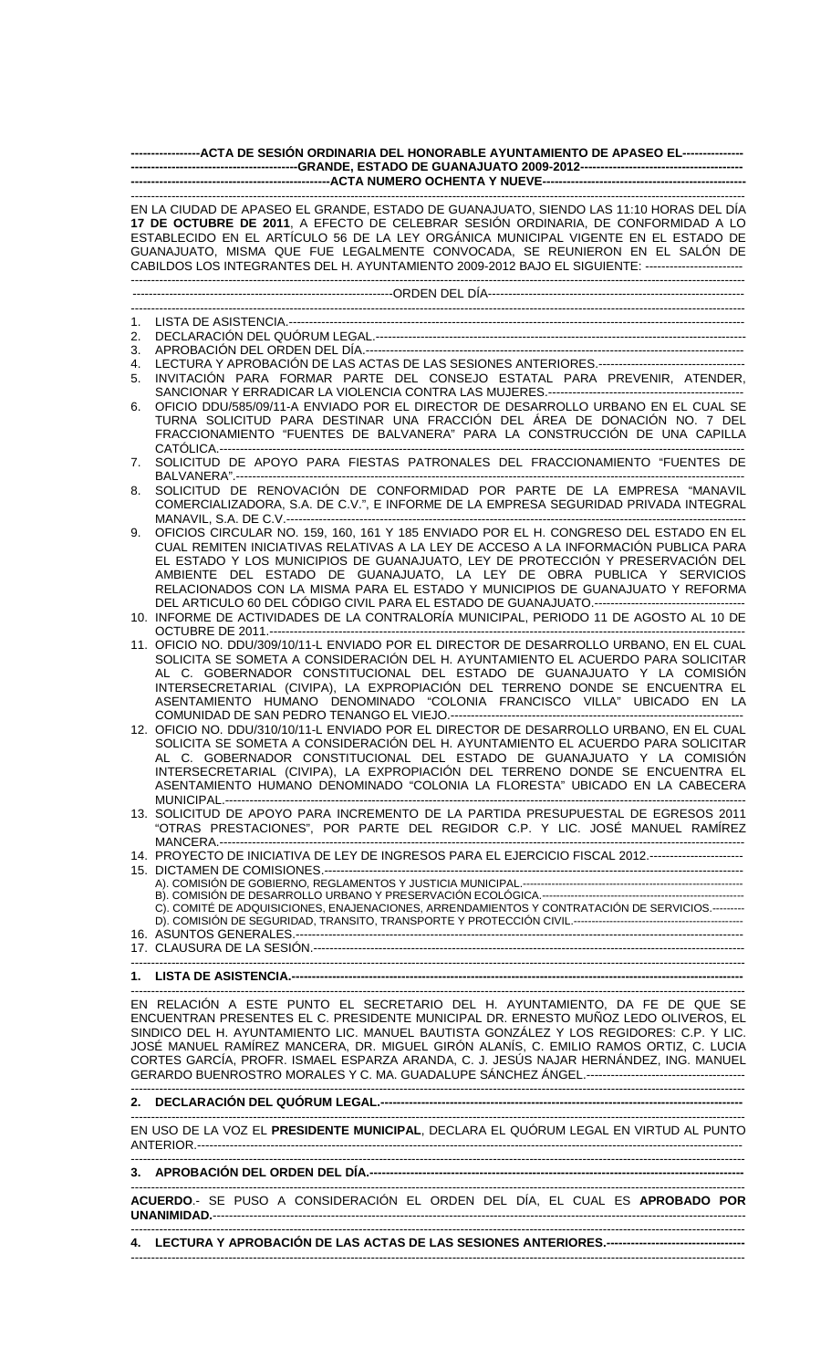# ACTA DE SESIÓN ORDINARIA DEL HONORABLE AYUNTAMIENTO DE APASEO EL GRANDE, ESTADO DE GUANAJUATO 2009-2012

## ACTA NUMERO OCHENTA Y NUEVE

EN LA CIUDAD DE APASEO EL GRANDE, ESTADO DE GUANAJUATO, SIENDO LAS 11:10 HORAS DEL DÍA **17 DE OCTUBRE DE 2011**, A EFECTO DE CELEBRAR SESIÓN ORDINARIA, DE CONFORMIDAD A LO ESTABLECIDO EN EL ARTÍCULO 56 DE LA LEY ORGÁNICA MUNICIPAL VIGENTE EN EL ESTADO DE GUANAJUATO, MISMA QUE FUE LEGALMENTE CONVOCADA, SE REUNIERON EN EL SALÓN DE CABILDOS LOS INTEGRANTES DEL H. AYUNTAMIENTO 2009-2012 BAJO EL SIGUIENTE:

## ORDEN DEL DÍA

1. LISTA DE ASISTENCIA.
2. DECLARACIÓN DEL QUÓRUM LEGAL.
3. APROBACIÓN DEL ORDEN DEL DÍA.
4. LECTURA Y APROBACIÓN DE LAS ACTAS DE LAS SESIONES ANTERIORES.
5. INVITACIÓN PARA FORMAR PARTE DEL CONSEJO ESTATAL PARA PREVENIR, ATENDER, SANCIONAR Y ERRADICAR LA VIOLENCIA CONTRA LAS MUJERES.
6. OFICIO DDU/585/09/11-A ENVIADO POR EL DIRECTOR DE DESARROLLO URBANO EN EL CUAL SE TURNA SOLICITUD PARA DESTINAR UNA FRACCIÓN DEL ÁREA DE DONACIÓN NO. 7 DEL FRACCIONAMIENTO "FUENTES DE BALVANERA" PARA LA CONSTRUCCIÓN DE UNA CAPILLA CATÓLICA.
7. SOLICITUD DE APOYO PARA FIESTAS PATRONALES DEL FRACCIONAMIENTO "FUENTES DE BALVANERA".
8. SOLICITUD DE RENOVACIÓN DE CONFORMIDAD POR PARTE DE LA EMPRESA "MANAVIL COMERCIALIZADORA, S.A. DE C.V.", E INFORME DE LA EMPRESA SEGURIDAD PRIVADA INTEGRAL MANAVIL, S.A. DE C.V.
9. OFICIOS CIRCULAR NO. 159, 160, 161 Y 185 ENVIADO POR EL H. CONGRESO DEL ESTADO EN EL CUAL REMITEN INICIATIVAS RELATIVAS A LA LEY DE ACCESO A LA INFORMACIÓN PUBLICA PARA EL ESTADO Y LOS MUNICIPIOS DE GUANAJUATO, LEY DE PROTECCIÓN Y PRESERVACIÓN DEL AMBIENTE DEL ESTADO DE GUANAJUATO, LA LEY DE OBRA PUBLICA Y SERVICIOS RELACIONADOS CON LA MISMA PARA EL ESTADO Y MUNICIPIOS DE GUANAJUATO Y REFORMA DEL ARTICULO 60 DEL CÓDIGO CIVIL PARA EL ESTADO DE GUANAJUATO.
10. INFORME DE ACTIVIDADES DE LA CONTRALORÍA MUNICIPAL, PERIODO 11 DE AGOSTO AL 10 DE OCTUBRE DE 2011.
11. OFICIO NO. DDU/309/10/11-L ENVIADO POR EL DIRECTOR DE DESARROLLO URBANO, EN EL CUAL SOLICITA SE SOMETA A CONSIDERACIÓN DEL H. AYUNTAMIENTO EL ACUERDO PARA SOLICITAR AL C. GOBERNADOR CONSTITUCIONAL DEL ESTADO DE GUANAJUATO Y LA COMISIÓN INTERSECRETARIAL (CIVIPA), LA EXPROPIACIÓN DEL TERRENO DONDE SE ENCUENTRA EL ASENTAMIENTO HUMANO DENOMINADO "COLONIA FRANCISCO VILLA" UBICADO EN LA COMUNIDAD DE SAN PEDRO TENANGO EL VIEJO.
12. OFICIO NO. DDU/310/10/11-L ENVIADO POR EL DIRECTOR DE DESARROLLO URBANO, EN EL CUAL SOLICITA SE SOMETA A CONSIDERACIÓN DEL H. AYUNTAMIENTO EL ACUERDO PARA SOLICITAR AL C. GOBERNADOR CONSTITUCIONAL DEL ESTADO DE GUANAJUATO Y LA COMISIÓN INTERSECRETARIAL (CIVIPA), LA EXPROPIACIÓN DEL TERRENO DONDE SE ENCUENTRA EL ASENTAMIENTO HUMANO DENOMINADO "COLONIA LA FLORESTA" UBICADO EN LA CABECERA MUNICIPAL.
13. SOLICITUD DE APOYO PARA INCREMENTO DE LA PARTIDA PRESUPUESTAL DE EGRESOS 2011 "OTRAS PRESTACIONES", POR PARTE DEL REGIDOR C.P. Y LIC. JOSÉ MANUEL RAMÍREZ MANCERA.
14. PROYECTO DE INICIATIVA DE LEY DE INGRESOS PARA EL EJERCICIO FISCAL 2012.
15. DICTAMEN DE COMISIONES.
    A). COMISIÓN DE GOBIERNO, REGLAMENTOS Y JUSTICIA MUNICIPAL.
    B). COMISIÓN DE DESARROLLO URBANO Y PRESERVACIÓN ECOLÓGICA.
    C). COMITÉ DE ADQUISICIONES, ENAJENACIONES, ARRENDAMIENTOS Y CONTRATACIÓN DE SERVICIOS.
    D). COMISIÓN DE SEGURIDAD, TRANSITO, TRANSPORTE Y PROTECCIÓN CIVIL.
16. ASUNTOS GENERALES.
17. CLAUSURA DE LA SESIÓN.

**1. LISTA DE ASISTENCIA.**

EN RELACIÓN A ESTE PUNTO EL SECRETARIO DEL H. AYUNTAMIENTO, DA FE DE QUE SE ENCUENTRAN PRESENTES EL C. PRESIDENTE MUNICIPAL DR. ERNESTO MUÑOZ LEDO OLIVEROS, EL SINDICO DEL H. AYUNTAMIENTO LIC. MANUEL BAUTISTA GONZÁLEZ Y LOS REGIDORES: C.P. Y LIC. JOSÉ MANUEL RAMÍREZ MANCERA, DR. MIGUEL GIRÓN ALANÍS, C. EMILIO RAMOS ORTIZ, C. LUCIA CORTES GARCÍA, PROFR. ISMAEL ESPARZA ARANDA, C. J. JESÚS NAJAR HERNÁNDEZ, ING. MANUEL GERARDO BUENROSTRO MORALES Y C. MA. GUADALUPE SÁNCHEZ ÁNGEL.

**2. DECLARACIÓN DEL QUÓRUM LEGAL.**

EN USO DE LA VOZ EL **PRESIDENTE MUNICIPAL**, DECLARA EL QUÓRUM LEGAL EN VIRTUD AL PUNTO ANTERIOR.

**3. APROBACIÓN DEL ORDEN DEL DÍA.**

**ACUERDO**.- SE PUSO A CONSIDERACIÓN EL ORDEN DEL DÍA, EL CUAL ES **APROBADO POR UNANIMIDAD.**

**4. LECTURA Y APROBACIÓN DE LAS ACTAS DE LAS SESIONES ANTERIORES.**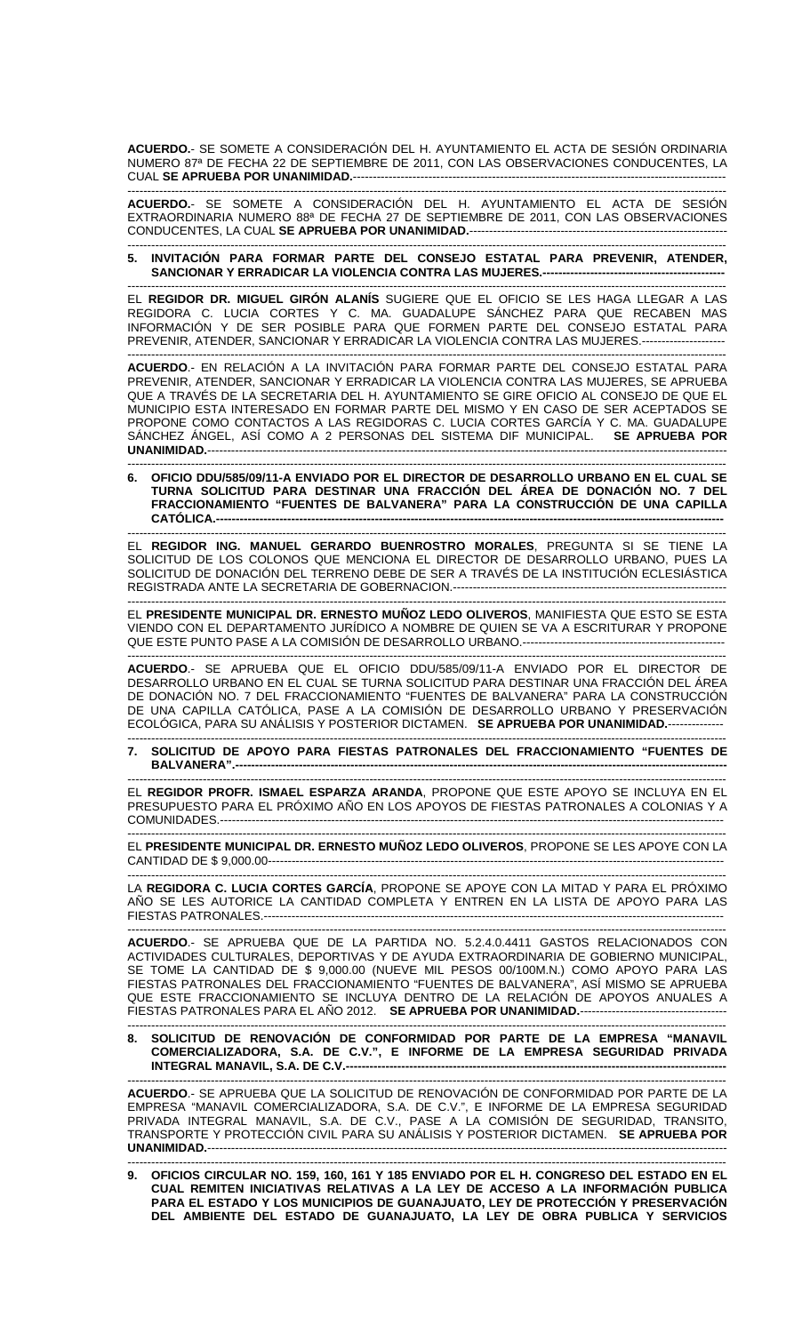**ACUERDO**.- SE SOMETE A CONSIDERACIÓN DEL H. AYUNTAMIENTO EL ACTA DE SESIÓN ORDINARIA NUMERO 87ª DE FECHA 22 DE SEPTIEMBRE DE 2011, CON LAS OBSERVACIONES CONDUCENTES, LA CUAL **SE APRUEBA POR UNANIMIDAD.**------------------------------------------------------------------------------------

---

**ACUERDO**.- SE SOMETE A CONSIDERACIÓN DEL H. AYUNTAMIENTO EL ACTA DE SESIÓN EXTRAORDINARIA NUMERO 88ª DE FECHA 27 DE SEPTIEMBRE DE 2011, CON LAS OBSERVACIONES CONDUCENTES, LA CUAL **SE APRUEBA POR UNANIMIDAD.**------------------------------------------------------------

---

**5. INVITACIÓN PARA FORMAR PARTE DEL CONSEJO ESTATAL PARA PREVENIR, ATENDER, SANCIONAR Y ERRADICAR LA VIOLENCIA CONTRA LAS MUJERES.-----------------------------------------------**

---

EL **REGIDOR DR. MIGUEL GIRÓN ALANÍS** SUGIERE QUE EL OFICIO SE LES HAGA LLEGAR A LAS REGIDORA C. LUCIA CORTES Y C. MA. GUADALUPE SÁNCHEZ PARA QUE RECABEN MAS INFORMACIÓN Y DE SER POSIBLE PARA QUE FORMEN PARTE DEL CONSEJO ESTATAL PARA PREVENIR, ATENDER, SANCIONAR Y ERRADICAR LA VIOLENCIA CONTRA LAS MUJERES.---------------------

---

**ACUERDO**.- EN RELACIÓN A LA INVITACIÓN PARA FORMAR PARTE DEL CONSEJO ESTATAL PARA PREVENIR, ATENDER, SANCIONAR Y ERRADICAR LA VIOLENCIA CONTRA LAS MUJERES, SE APRUEBA QUE A TRAVÉS DE LA SECRETARIA DEL H. AYUNTAMIENTO SE GIRE OFICIO AL CONSEJO DE QUE EL MUNICIPIO ESTA INTERESADO EN FORMAR PARTE DEL MISMO Y EN CASO DE SER ACEPTADOS SE PROPONE COMO CONTACTOS A LAS REGIDORAS C. LUCIA CORTES GARCÍA Y C. MA. GUADALUPE SÁNCHEZ ÁNGEL, ASÍ COMO A 2 PERSONAS DEL SISTEMA DIF MUNICIPAL. **SE APRUEBA POR UNANIMIDAD.**------------------------------------------------------------------------------------------------------------

---

**6. OFICIO DDU/585/09/11-A ENVIADO POR EL DIRECTOR DE DESARROLLO URBANO EN EL CUAL SE TURNA SOLICITUD PARA DESTINAR UNA FRACCIÓN DEL ÁREA DE DONACIÓN NO. 7 DEL FRACCIONAMIENTO "FUENTES DE BALVANERA" PARA LA CONSTRUCCIÓN DE UNA CAPILLA CATÓLICA.-----------------------------------------------------------------------------------------------------------**

---

EL **REGIDOR ING. MANUEL GERARDO BUENROSTRO MORALES**, PREGUNTA SI SE TIENE LA SOLICITUD DE LOS COLONOS QUE MENCIONA EL DIRECTOR DE DESARROLLO URBANO, PUES LA SOLICITUD DE DONACIÓN DEL TERRENO DEBE DE SER A TRAVÉS DE LA INSTITUCIÓN ECLESIÁSTICA REGISTRADA ANTE LA SECRETARIA DE GOBERNACION.---------------------------------------------------------------

---

EL **PRESIDENTE MUNICIPAL DR. ERNESTO MUÑOZ LEDO OLIVEROS**, MANIFIESTA QUE ESTO SE ESTA VIENDO CON EL DEPARTAMENTO JURÍDICO A NOMBRE DE QUIEN SE VA A ESCRITURAR Y PROPONE QUE ESTE PUNTO PASE A LA COMISIÓN DE DESARROLLO URBANO.-----------------------------------------------

---

**ACUERDO**.- SE APRUEBA QUE EL OFICIO DDU/585/09/11-A ENVIADO POR EL DIRECTOR DE DESARROLLO URBANO EN EL CUAL SE TURNA SOLICITUD PARA DESTINAR UNA FRACCIÓN DEL ÁREA DE DONACIÓN NO. 7 DEL FRACCIONAMIENTO "FUENTES DE BALVANERA" PARA LA CONSTRUCCIÓN DE UNA CAPILLA CATÓLICA, PASE A LA COMISIÓN DE DESARROLLO URBANO Y PRESERVACIÓN ECOLÓGICA, PARA SU ANÁLISIS Y POSTERIOR DICTAMEN. **SE APRUEBA POR UNANIMIDAD.**--------------

---

**7. SOLICITUD DE APOYO PARA FIESTAS PATRONALES DEL FRACCIONAMIENTO "FUENTES DE BALVANERA".----------------------------------------------------------------------------------------------------------------**

---

EL **REGIDOR PROFR. ISMAEL ESPARZA ARANDA**, PROPONE QUE ESTE APOYO SE INCLUYA EN EL PRESUPUESTO PARA EL PRÓXIMO AÑO EN LOS APOYOS DE FIESTAS PATRONALES A COLONIAS Y A COMUNIDADES.------------------------------------------------------------------------------------------------------------

---

EL **PRESIDENTE MUNICIPAL DR. ERNESTO MUÑOZ LEDO OLIVEROS**, PROPONE SE LES APOYE CON LA CANTIDAD DE $ 9,000.00-------------------------------------------------------------------------------------------------

---

LA **REGIDORA C. LUCIA CORTES GARCÍA**, PROPONE SE APOYE CON LA MITAD Y PARA EL PRÓXIMO AÑO SE LES AUTORICE LA CANTIDAD COMPLETA Y ENTREN EN LA LISTA DE APOYO PARA LAS FIESTAS PATRONALES.---------------------------------------------------------------------------------------------------

---

**ACUERDO**.- SE APRUEBA QUE DE LA PARTIDA NO. 5.2.4.0.4411 GASTOS RELACIONADOS CON ACTIVIDADES CULTURALES, DEPORTIVAS Y DE AYUDA EXTRAORDINARIA DE GOBIERNO MUNICIPAL, SE TOME LA CANTIDAD DE $ 9,000.00 (NUEVE MIL PESOS 00/100M.N.) COMO APOYO PARA LAS FIESTAS PATRONALES DEL FRACCIONAMIENTO "FUENTES DE BALVANERA", ASÍ MISMO SE APRUEBA QUE ESTE FRACCIONAMIENTO SE INCLUYA DENTRO DE LA RELACIÓN DE APOYOS ANUALES A FIESTAS PATRONALES PARA EL AÑO 2012. **SE APRUEBA POR UNANIMIDAD.**------------------------------------

---

**8. SOLICITUD DE RENOVACIÓN DE CONFORMIDAD POR PARTE DE LA EMPRESA "MANAVIL COMERCIALIZADORA, S.A. DE C.V.", E INFORME DE LA EMPRESA SEGURIDAD PRIVADA INTEGRAL MANAVIL, S.A. DE C.V.-------------------------------------------------------------------------------------------**

---

**ACUERDO**.- SE APRUEBA QUE LA SOLICITUD DE RENOVACIÓN DE CONFORMIDAD POR PARTE DE LA EMPRESA "MANAVIL COMERCIALIZADORA, S.A. DE C.V.", E INFORME DE LA EMPRESA SEGURIDAD PRIVADA INTEGRAL MANAVIL, S.A. DE C.V., PASE A LA COMISIÓN DE SEGURIDAD, TRANSITO, TRANSPORTE Y PROTECCIÓN CIVIL PARA SU ANÁLISIS Y POSTERIOR DICTAMEN. **SE APRUEBA POR UNANIMIDAD.**------------------------------------------------------------------------------------------------------------

---

**9. OFICIOS CIRCULAR NO. 159, 160, 161 Y 185 ENVIADO POR EL H. CONGRESO DEL ESTADO EN EL CUAL REMITEN INICIATIVAS RELATIVAS A LA LEY DE ACCESO A LA INFORMACIÓN PUBLICA PARA EL ESTADO Y LOS MUNICIPIOS DE GUANAJUATO, LEY DE PROTECCIÓN Y PRESERVACIÓN DEL AMBIENTE DEL ESTADO DE GUANAJUATO, LA LEY DE OBRA PUBLICA Y SERVICIOS**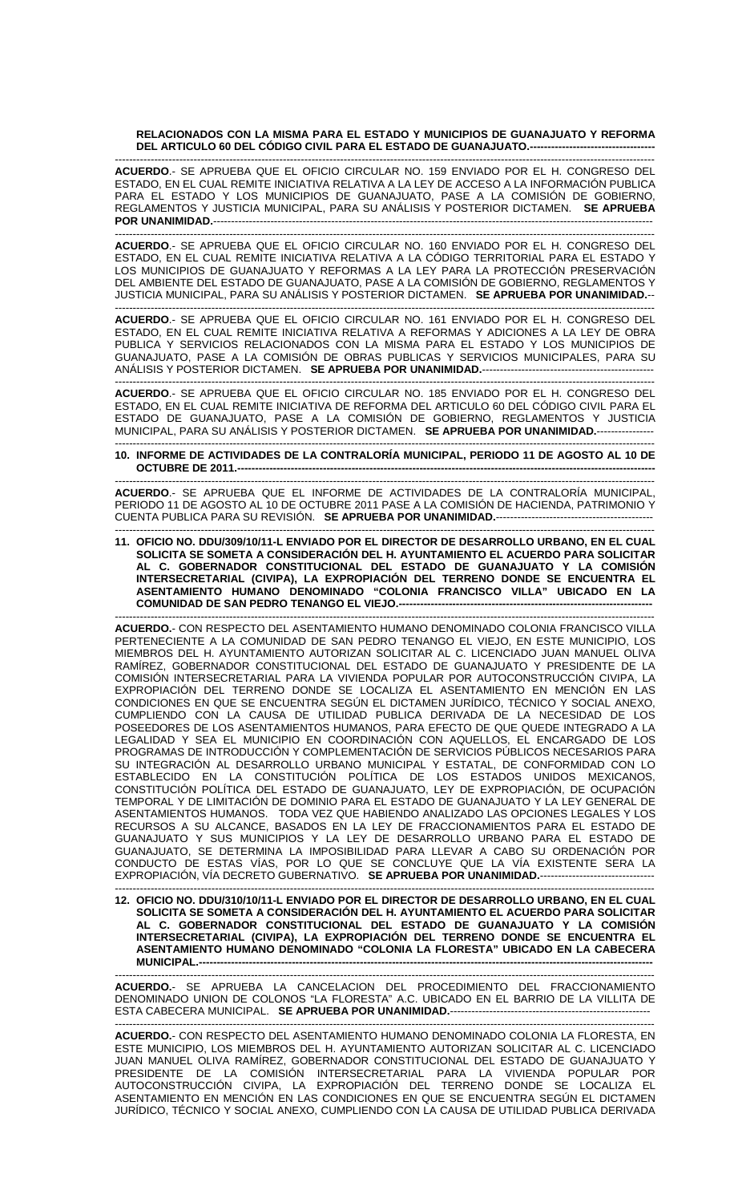**RELACIONADOS CON LA MISMA PARA EL ESTADO Y MUNICIPIOS DE GUANAJUATO Y REFORMA DEL ARTICULO 60 DEL CÓDIGO CIVIL PARA EL ESTADO DE GUANAJUATO.-----------------------------------**

---

**ACUERDO**.- SE APRUEBA QUE EL OFICIO CIRCULAR NO. 159 ENVIADO POR EL H. CONGRESO DEL ESTADO, EN EL CUAL REMITE INICIATIVA RELATIVA A LA LEY DE ACCESO A LA INFORMACIÓN PUBLICA PARA EL ESTADO Y LOS MUNICIPIOS DE GUANAJUATO, PASE A LA COMISIÓN DE GOBIERNO, REGLAMENTOS Y JUSTICIA MUNICIPAL, PARA SU ANÁLISIS Y POSTERIOR DICTAMEN. **SE APRUEBA POR UNANIMIDAD.**-----------------------------------------------------------------------------------------------------------

---

**ACUERDO**.- SE APRUEBA QUE EL OFICIO CIRCULAR NO. 160 ENVIADO POR EL H. CONGRESO DEL ESTADO, EN EL CUAL REMITE INICIATIVA RELATIVA A LA CÓDIGO TERRITORIAL PARA EL ESTADO Y LOS MUNICIPIOS DE GUANAJUATO Y REFORMAS A LA LEY PARA LA PROTECCIÓN PRESERVACIÓN DEL AMBIENTE DEL ESTADO DE GUANAJUATO, PASE A LA COMISIÓN DE GOBIERNO, REGLAMENTOS Y JUSTICIA MUNICIPAL, PARA SU ANÁLISIS Y POSTERIOR DICTAMEN. **SE APRUEBA POR UNANIMIDAD.**--

---

**ACUERDO**.- SE APRUEBA QUE EL OFICIO CIRCULAR NO. 161 ENVIADO POR EL H. CONGRESO DEL ESTADO, EN EL CUAL REMITE INICIATIVA RELATIVA A REFORMAS Y ADICIONES A LA LEY DE OBRA PUBLICA Y SERVICIOS RELACIONADOS CON LA MISMA PARA EL ESTADO Y LOS MUNICIPIOS DE GUANAJUATO, PASE A LA COMISIÓN DE OBRAS PUBLICAS Y SERVICIOS MUNICIPALES, PARA SU ANÁLISIS Y POSTERIOR DICTAMEN. **SE APRUEBA POR UNANIMIDAD.**-------------------------------------------------

---

**ACUERDO**.- SE APRUEBA QUE EL OFICIO CIRCULAR NO. 185 ENVIADO POR EL H. CONGRESO DEL ESTADO, EN EL CUAL REMITE INICIATIVA DE REFORMA DEL ARTICULO 60 DEL CÓDIGO CIVIL PARA EL ESTADO DE GUANAJUATO, PASE A LA COMISIÓN DE GOBIERNO, REGLAMENTOS Y JUSTICIA MUNICIPAL, PARA SU ANÁLISIS Y POSTERIOR DICTAMEN. **SE APRUEBA POR UNANIMIDAD.**----------------

---

**10. INFORME DE ACTIVIDADES DE LA CONTRALORÍA MUNICIPAL, PERIODO 11 DE AGOSTO AL 10 DE OCTUBRE DE 2011.-----------------------------------------------------------------------------------------------------------**

---

**ACUERDO**.- SE APRUEBA QUE EL INFORME DE ACTIVIDADES DE LA CONTRALORÍA MUNICIPAL, PERIODO 11 DE AGOSTO AL 10 DE OCTUBRE 2011 PASE A LA COMISIÓN DE HACIENDA, PATRIMONIO Y CUENTA PUBLICA PARA SU REVISIÓN. **SE APRUEBA POR UNANIMIDAD.**--------------------------------------------

---

**11. OFICIO NO. DDU/309/10/11-L ENVIADO POR EL DIRECTOR DE DESARROLLO URBANO, EN EL CUAL SOLICITA SE SOMETA A CONSIDERACIÓN DEL H. AYUNTAMIENTO EL ACUERDO PARA SOLICITAR AL C. GOBERNADOR CONSTITUCIONAL DEL ESTADO DE GUANAJUATO Y LA COMISIÓN INTERSECRETARIAL (CIVIPA), LA EXPROPIACIÓN DEL TERRENO DONDE SE ENCUENTRA EL ASENTAMIENTO HUMANO DENOMINADO "COLONIA FRANCISCO VILLA" UBICADO EN LA COMUNIDAD DE SAN PEDRO TENANGO EL VIEJO.-----------------------------------------------------------------------**

---

**ACUERDO.**- CON RESPECTO DEL ASENTAMIENTO HUMANO DENOMINADO COLONIA FRANCISCO VILLA PERTENECIENTE A LA COMUNIDAD DE SAN PEDRO TENANGO EL VIEJO, EN ESTE MUNICIPIO, LOS MIEMBROS DEL H. AYUNTAMIENTO AUTORIZAN SOLICITAR AL C. LICENCIADO JUAN MANUEL OLIVA RAMÍREZ, GOBERNADOR CONSTITUCIONAL DEL ESTADO DE GUANAJUATO Y PRESIDENTE DE LA COMISIÓN INTERSECRETARIAL PARA LA VIVIENDA POPULAR POR AUTOCONSTRUCCIÓN CIVIPA, LA EXPROPIACIÓN DEL TERRENO DONDE SE LOCALIZA EL ASENTAMIENTO EN MENCIÓN EN LAS CONDICIONES EN QUE SE ENCUENTRA SEGÚN EL DICTAMEN JURÍDICO, TÉCNICO Y SOCIAL ANEXO, CUMPLIENDO CON LA CAUSA DE UTILIDAD PUBLICA DERIVADA DE LA NECESIDAD DE LOS POSEEDORES DE LOS ASENTAMIENTOS HUMANOS, PARA EFECTO DE QUE QUEDE INTEGRADO A LA LEGALIDAD Y SEA EL MUNICIPIO EN COORDINACIÓN CON AQUELLOS, EL ENCARGADO DE LOS PROGRAMAS DE INTRODUCCIÓN Y COMPLEMENTACIÓN DE SERVICIOS PÚBLICOS NECESARIOS PARA SU INTEGRACIÓN AL DESARROLLO URBANO MUNICIPAL Y ESTATAL, DE CONFORMIDAD CON LO ESTABLECIDO EN LA CONSTITUCIÓN POLÍTICA DE LOS ESTADOS UNIDOS MEXICANOS, CONSTITUCIÓN POLÍTICA DEL ESTADO DE GUANAJUATO, LEY DE EXPROPIACIÓN, DE OCUPACIÓN TEMPORAL Y DE LIMITACIÓN DE DOMINIO PARA EL ESTADO DE GUANAJUATO Y LA LEY GENERAL DE ASENTAMIENTOS HUMANOS. TODA VEZ QUE HABIENDO ANALIZADO LAS OPCIONES LEGALES Y LOS RECURSOS A SU ALCANCE, BASADOS EN LA LEY DE FRACCIONAMIENTOS PARA EL ESTADO DE GUANAJUATO Y SUS MUNICIPIOS Y LA LEY DE DESARROLLO URBANO PARA EL ESTADO DE GUANAJUATO, SE DETERMINA LA IMPOSIBILIDAD PARA LLEVAR A CABO SU ORDENACIÓN POR CONDUCTO DE ESTAS VÍAS, POR LO QUE SE CONCLUYE QUE LA VÍA EXISTENTE SERA LA EXPROPIACIÓN, VÍA DECRETO GUBERNATIVO. **SE APRUEBA POR UNANIMIDAD.**---------------------------------

---

**12. OFICIO NO. DDU/310/10/11-L ENVIADO POR EL DIRECTOR DE DESARROLLO URBANO, EN EL CUAL SOLICITA SE SOMETA A CONSIDERACIÓN DEL H. AYUNTAMIENTO EL ACUERDO PARA SOLICITAR AL C. GOBERNADOR CONSTITUCIONAL DEL ESTADO DE GUANAJUATO Y LA COMISIÓN INTERSECRETARIAL (CIVIPA), LA EXPROPIACIÓN DEL TERRENO DONDE SE ENCUENTRA EL ASENTAMIENTO HUMANO DENOMINADO "COLONIA LA FLORESTA" UBICADO EN LA CABECERA MUNICIPAL.------------------------------------------------------------------------------------------------------------------**

---

**ACUERDO.**- SE APRUEBA LA CANCELACION DEL PROCEDIMIENTO DEL FRACCIONAMIENTO DENOMINADO UNION DE COLONOS "LA FLORESTA" A.C. UBICADO EN EL BARRIO DE LA VILLITA DE ESTA CABECERA MUNICIPAL. **SE APRUEBA POR UNANIMIDAD.**---------------------------------------------------------

---

**ACUERDO.**- CON RESPECTO DEL ASENTAMIENTO HUMANO DENOMINADO COLONIA LA FLORESTA, EN ESTE MUNICIPIO, LOS MIEMBROS DEL H. AYUNTAMIENTO AUTORIZAN SOLICITAR AL C. LICENCIADO JUAN MANUEL OLIVA RAMÍREZ, GOBERNADOR CONSTITUCIONAL DEL ESTADO DE GUANAJUATO Y PRESIDENTE DE LA COMISIÓN INTERSECRETARIAL PARA LA VIVIENDA POPULAR POR AUTOCONSTRUCCIÓN CIVIPA, LA EXPROPIACIÓN DEL TERRENO DONDE SE LOCALIZA EL ASENTAMIENTO EN MENCIÓN EN LAS CONDICIONES EN QUE SE ENCUENTRA SEGÚN EL DICTAMEN JURÍDICO, TÉCNICO Y SOCIAL ANEXO, CUMPLIENDO CON LA CAUSA DE UTILIDAD PUBLICA DERIVADA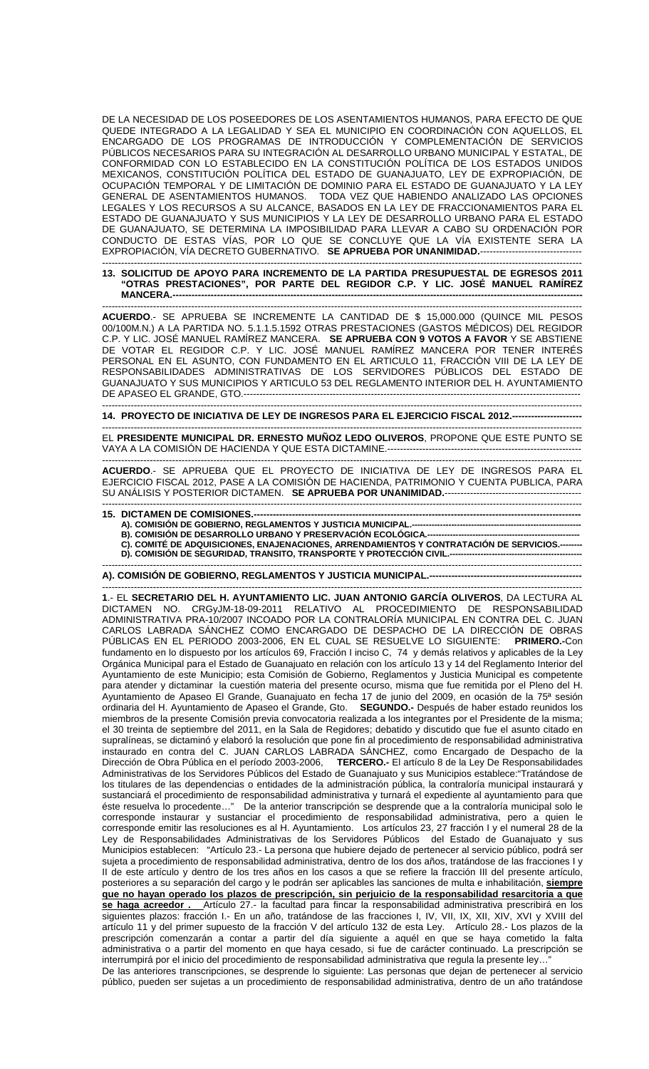DE LA NECESIDAD DE LOS POSEEDORES DE LOS ASENTAMIENTOS HUMANOS, PARA EFECTO DE QUE QUEDE INTEGRADO A LA LEGALIDAD Y SEA EL MUNICIPIO EN COORDINACIÓN CON AQUELLOS, EL ENCARGADO DE LOS PROGRAMAS DE INTRODUCCIÓN Y COMPLEMENTACIÓN DE SERVICIOS PÚBLICOS NECESARIOS PARA SU INTEGRACIÓN AL DESARROLLO URBANO MUNICIPAL Y ESTATAL, DE CONFORMIDAD CON LO ESTABLECIDO EN LA CONSTITUCIÓN POLÍTICA DE LOS ESTADOS UNIDOS MEXICANOS, CONSTITUCIÓN POLÍTICA DEL ESTADO DE GUANAJUATO, LEY DE EXPROPIACIÓN, DE OCUPACIÓN TEMPORAL Y DE LIMITACIÓN DE DOMINIO PARA EL ESTADO DE GUANAJUATO Y LA LEY GENERAL DE ASENTAMIENTOS HUMANOS. TODA VEZ QUE HABIENDO ANALIZADO LAS OPCIONES LEGALES Y LOS RECURSOS A SU ALCANCE, BASADOS EN LA LEY DE FRACCIONAMIENTOS PARA EL ESTADO DE GUANAJUATO Y SUS MUNICIPIOS Y LA LEY DE DESARROLLO URBANO PARA EL ESTADO DE GUANAJUATO, SE DETERMINA LA IMPOSIBILIDAD PARA LLEVAR A CABO SU ORDENACIÓN POR CONDUCTO DE ESTAS VÍAS, POR LO QUE SE CONCLUYE QUE LA VÍA EXISTENTE SERA LA EXPROPIACIÓN, VÍA DECRETO GUBERNATIVO. **SE APRUEBA POR UNANIMIDAD.**--------------------------------

---

**13. SOLICITUD DE APOYO PARA INCREMENTO DE LA PARTIDA PRESUPUESTAL DE EGRESOS 2011 "OTRAS PRESTACIONES", POR PARTE DEL REGIDOR C.P. Y LIC. JOSÉ MANUEL RAMÍREZ MANCERA.**--------------------------------------------------------------------------------------------------------------

---

**ACUERDO**.- SE APRUEBA SE INCREMENTE LA CANTIDAD DE $ 15,000.000 (QUINCE MIL PESOS 00/100M.N.) A LA PARTIDA NO. 5.1.1.5.1592 OTRAS PRESTACIONES (GASTOS MÉDICOS) DEL REGIDOR C.P. Y LIC. JOSÉ MANUEL RAMÍREZ MANCERA. **SE APRUEBA CON 9 VOTOS A FAVOR** Y SE ABSTIENE DE VOTAR EL REGIDOR C.P. Y LIC. JOSÉ MANUEL RAMÍREZ MANCERA POR TENER INTERÉS PERSONAL EN EL ASUNTO, CON FUNDAMENTO EN EL ARTICULO 11, FRACCIÓN VIII DE LA LEY DE RESPONSABILIDADES ADMINISTRATIVAS DE LOS SERVIDORES PÚBLICOS DEL ESTADO DE GUANAJUATO Y SUS MUNICIPIOS Y ARTICULO 53 DEL REGLAMENTO INTERIOR DEL H. AYUNTAMIENTO DE APASEO EL GRANDE, GTO.------------------------------------------------------------------------------------------------------------

---

**14. PROYECTO DE INICIATIVA DE LEY DE INGRESOS PARA EL EJERCICIO FISCAL 2012.**----------------------

---

EL **PRESIDENTE MUNICIPAL DR. ERNESTO MUÑOZ LEDO OLIVEROS**, PROPONE QUE ESTE PUNTO SE VAYA A LA COMISIÓN DE HACIENDA Y QUE ESTA DICTAMINE.--------------------------------------------------------------

---

**ACUERDO**.- SE APRUEBA QUE EL PROYECTO DE INICIATIVA DE LEY DE INGRESOS PARA EL EJERCICIO FISCAL 2012, PASE A LA COMISIÓN DE HACIENDA, PATRIMONIO Y CUENTA PUBLICA, PARA SU ANÁLISIS Y POSTERIOR DICTAMEN. **SE APRUEBA POR UNANIMIDAD.**-------------------------------------------

---

**15. DICTAMEN DE COMISIONES.**---------------------------------------------------------------------------------------------------
**A). COMISIÓN DE GOBIERNO, REGLAMENTOS Y JUSTICIA MUNICIPAL.**-------------------------------------------------
**B). COMISIÓN DE DESARROLLO URBANO Y PRESERVACIÓN ECOLÓGICA.**----------------------------------------------------
**C). COMITÉ DE ADQUISICIONES, ENAJENACIONES, ARRENDAMIENTOS Y CONTRATACIÓN DE SERVICIOS.**--------
**D). COMISIÓN DE SEGURIDAD, TRANSITO, TRANSPORTE Y PROTECCIÓN CIVIL.**-------------------------------------------

---

**A). COMISIÓN DE GOBIERNO, REGLAMENTOS Y JUSTICIA MUNICIPAL.**-------------------------------------------------

---

**1**.- EL **SECRETARIO DEL H. AYUNTAMIENTO LIC. JUAN ANTONIO GARCÍA OLIVEROS**, DA LECTURA AL DICTAMEN NO. CRGyJM-18-09-2011 RELATIVO AL PROCEDIMIENTO DE RESPONSABILIDAD ADMINISTRATIVA PRA-10/2007 INCOADO POR LA CONTRALORÍA MUNICIPAL EN CONTRA DEL C. JUAN CARLOS LABRADA SÁNCHEZ COMO ENCARGADO DE DESPACHO DE LA DIRECCIÓN DE OBRAS PÚBLICAS EN EL PERIODO 2003-2006, EN EL CUAL SE RESUELVE LO SIGUIENTE: **PRIMERO.-**Con fundamento en lo dispuesto por los artículos 69, Fracción I inciso C, 74 y demás relativos y aplicables de la Ley Orgánica Municipal para el Estado de Guanajuato en relación con los artículo 13 y 14 del Reglamento Interior del Ayuntamiento de este Municipio; esta Comisión de Gobierno, Reglamentos y Justicia Municipal es competente para atender y dictaminar la cuestión materia del presente ocurso, misma que fue remitida por el Pleno del H. Ayuntamiento de Apaseo El Grande, Guanajuato en fecha 17 de junio del 2009, en ocasión de la 75ª sesión ordinaria del H. Ayuntamiento de Apaseo el Grande, Gto. **SEGUNDO.-** Después de haber estado reunidos los miembros de la presente Comisión previa convocatoria realizada a los integrantes por el Presidente de la misma; el 30 treinta de septiembre del 2011, en la Sala de Regidores; debatido y discutido que fue el asunto citado en supralíneas, se dictaminó y elaboró la resolución que pone fin al procedimiento de responsabilidad administrativa instaurado en contra del C. JUAN CARLOS LABRADA SÁNCHEZ, como Encargado de Despacho de la Dirección de Obra Pública en el período 2003-2006, **TERCERO.-** El artículo 8 de la Ley De Responsabilidades Administrativas de los Servidores Públicos del Estado de Guanajuato y sus Municipios establece:"Tratándose de los titulares de las dependencias o entidades de la administración pública, la contraloría municipal instaurará y sustanciará el procedimiento de responsabilidad administrativa y turnará el expediente al ayuntamiento para que éste resuelva lo procedente…" De la anterior transcripción se desprende que a la contraloría municipal solo le corresponde instaurar y sustanciar el procedimiento de responsabilidad administrativa, pero a quien le corresponde emitir las resoluciones es al H. Ayuntamiento. Los artículos 23, 27 fracción I y el numeral 28 de la Ley de Responsabilidades Administrativas de los Servidores Públicos del Estado de Guanajuato y sus Municipios establecen: "Artículo 23.- La persona que hubiere dejado de pertenecer al servicio público, podrá ser sujeta a procedimiento de responsabilidad administrativa, dentro de los dos años, tratándose de las fracciones I y II de este artículo y dentro de los tres años en los casos a que se refiere la fracción III del presente artículo, posteriores a su separación del cargo y le podrán ser aplicables las sanciones de multa e inhabilitación, **siempre que no hayan operado los plazos de prescripción, sin perjuicio de la responsabilidad resarcitoria a que se haga acreedor .** Artículo 27.- la facultad para fincar la responsabilidad administrativa prescribirá en los siguientes plazos: fracción I.- En un año, tratándose de las fracciones I, IV, VII, IX, XII, XIV, XVI y XVIII del artículo 11 y del primer supuesto de la fracción V del artículo 132 de esta Ley. Artículo 28.- Los plazos de la prescripción comenzarán a contar a partir del día siguiente a aquél en que se haya cometido la falta administrativa o a partir del momento en que haya cesado, si fue de carácter continuado. La prescripción se interrumpirá por el inicio del procedimiento de responsabilidad administrativa que regula la presente ley…"
De las anteriores transcripciones, se desprende lo siguiente: Las personas que dejan de pertenecer al servicio público, pueden ser sujetas a un procedimiento de responsabilidad administrativa, dentro de un año tratándose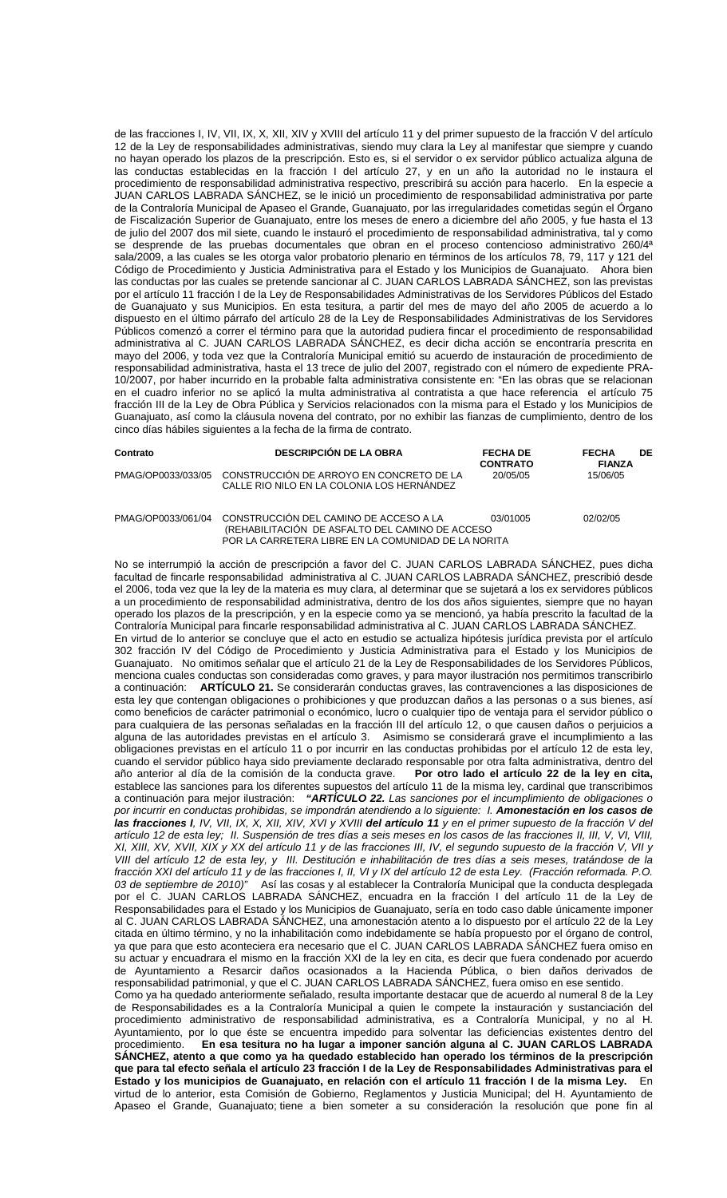de las fracciones I, IV, VII, IX, X, XII, XIV y XVIII del artículo 11 y del primer supuesto de la fracción V del artículo 12 de la Ley de responsabilidades administrativas, siendo muy clara la Ley al manifestar que siempre y cuando no hayan operado los plazos de la prescripción. Esto es, si el servidor o ex servidor público actualiza alguna de las conductas establecidas en la fracción I del artículo 27, y en un año la autoridad no le instaura el procedimiento de responsabilidad administrativa respectivo, prescribirá su acción para hacerlo. En la especie a JUAN CARLOS LABRADA SÁNCHEZ, se le inició un procedimiento de responsabilidad administrativa por parte de la Contraloría Municipal de Apaseo el Grande, Guanajuato, por las irregularidades cometidas según el Órgano de Fiscalización Superior de Guanajuato, entre los meses de enero a diciembre del año 2005, y fue hasta el 13 de julio del 2007 dos mil siete, cuando le instauró el procedimiento de responsabilidad administrativa, tal y como se desprende de las pruebas documentales que obran en el proceso contencioso administrativo 260/4ª sala/2009, a las cuales se les otorga valor probatorio plenario en términos de los artículos 78, 79, 117 y 121 del Código de Procedimiento y Justicia Administrativa para el Estado y los Municipios de Guanajuato. Ahora bien las conductas por las cuales se pretende sancionar al C. JUAN CARLOS LABRADA SÁNCHEZ, son las previstas por el artículo 11 fracción I de la Ley de Responsabilidades Administrativas de los Servidores Públicos del Estado de Guanajuato y sus Municipios. En esta tesitura, a partir del mes de mayo del año 2005 de acuerdo a lo dispuesto en el último párrafo del artículo 28 de la Ley de Responsabilidades Administrativas de los Servidores Públicos comenzó a correr el término para que la autoridad pudiera fincar el procedimiento de responsabilidad administrativa al C. JUAN CARLOS LABRADA SÁNCHEZ, es decir dicha acción se encontraría prescrita en mayo del 2006, y toda vez que la Contraloría Municipal emitió su acuerdo de instauración de procedimiento de responsabilidad administrativa, hasta el 13 trece de julio del 2007, registrado con el número de expediente PRA-10/2007, por haber incurrido en la probable falta administrativa consistente en: "En las obras que se relacionan en el cuadro inferior no se aplicó la multa administrativa al contratista a que hace referencia el artículo 75 fracción III de la Ley de Obra Pública y Servicios relacionados con la misma para el Estado y los Municipios de Guanajuato, así como la cláusula novena del contrato, por no exhibir las fianzas de cumplimiento, dentro de los cinco días hábiles siguientes a la fecha de la firma de contrato.

| Contrato | DESCRIPCIÓN DE LA OBRA | FECHA DE CONTRATO | FECHA DE FIANZA |
|---|---|---|---|
| PMAG/OP0033/033/05 | CONSTRUCCIÓN DE ARROYO EN CONCRETO DE LA CALLE RIO NILO EN LA COLONIA LOS HERNÁNDEZ | 20/05/05 | 15/06/05 |
| PMAG/OP0033/061/04 | CONSTRUCCIÓN DEL CAMINO DE ACCESO A LA (REHABILITACIÓN DE ASFALTO DEL CAMINO DE ACCESO POR LA CARRETERA LIBRE EN LA COMUNIDAD DE LA NORITA | 03/01005 | 02/02/05 |

No se interrumpió la acción de prescripción a favor del C. JUAN CARLOS LABRADA SÁNCHEZ, pues dicha facultad de fincarle responsabilidad administrativa al C. JUAN CARLOS LABRADA SÁNCHEZ, prescribió desde el 2006, toda vez que la ley de la materia es muy clara, al determinar que se sujetará a los ex servidores públicos a un procedimiento de responsabilidad administrativa, dentro de los dos años siguientes, siempre que no hayan operado los plazos de la prescripción, y en la especie como ya se mencionó, ya había prescrito la facultad de la Contraloría Municipal para fincarle responsabilidad administrativa al C. JUAN CARLOS LABRADA SÁNCHEZ.

En virtud de lo anterior se concluye que el acto en estudio se actualiza hipótesis jurídica prevista por el artículo 302 fracción IV del Código de Procedimiento y Justicia Administrativa para el Estado y los Municipios de Guanajuato. No omitimos señalar que el artículo 21 de la Ley de Responsabilidades de los Servidores Públicos, menciona cuales conductas son consideradas como graves, y para mayor ilustración nos permitimos transcribirlo a continuación: **ARTÍCULO 21.** Se considerarán conductas graves, las contravenciones a las disposiciones de esta ley que contengan obligaciones o prohibiciones y que produzcan daños a las personas o a sus bienes, así como beneficios de carácter patrimonial o económico, lucro o cualquier tipo de ventaja para el servidor público o para cualquiera de las personas señaladas en la fracción III del artículo 12, o que causen daños o perjuicios a alguna de las autoridades previstas en el artículo 3. Asimismo se considerará grave el incumplimiento a las obligaciones previstas en el artículo 11 o por incurrir en las conductas prohibidas por el artículo 12 de esta ley, cuando el servidor público haya sido previamente declarado responsable por otra falta administrativa, dentro del año anterior al día de la comisión de la conducta grave. **Por otro lado el artículo 22 de la ley en cita,** establece las sanciones para los diferentes supuestos del artículo 11 de la misma ley, cardinal que transcribimos a continuación para mejor ilustración: ***"ARTÍCULO 22.*** *Las sanciones por el incumplimiento de obligaciones o por incurrir en conductas prohibidas, se impondrán atendiendo a lo siguiente: I.* ***Amonestación en los casos de las fracciones I****, IV, VII, IX, X, XII, XIV, XVI y XVIII* ***del artículo 11*** *y en el primer supuesto de la fracción V del artículo 12 de esta ley; II. Suspensión de tres días a seis meses en los casos de las fracciones II, III, V, VI, VIII, XI, XIII, XV, XVII, XIX y XX del artículo 11 y de las fracciones III, IV, el segundo supuesto de la fracción V, VII y VIII del artículo 12 de esta ley, y III. Destitución e inhabilitación de tres días a seis meses, tratándose de la fracción XXI del artículo 11 y de las fracciones I, II, VI y IX del artículo 12 de esta Ley. (Fracción reformada. P.O. 03 de septiembre de 2010)"* Así las cosas y al establecer la Contraloría Municipal que la conducta desplegada por el C. JUAN CARLOS LABRADA SÁNCHEZ, encuadra en la fracción I del artículo 11 de la Ley de Responsabilidades para el Estado y los Municipios de Guanajuato, sería en todo caso dable únicamente imponer al C. JUAN CARLOS LABRADA SÁNCHEZ, una amonestación atento a lo dispuesto por el artículo 22 de la Ley citada en último término, y no la inhabilitación como indebidamente se había propuesto por el órgano de control, ya que para que esto aconteciera era necesario que el C. JUAN CARLOS LABRADA SÁNCHEZ fuera omiso en su actuar y encuadrara el mismo en la fracción XXI de la ley en cita, es decir que fuera condenado por acuerdo de Ayuntamiento a Resarcir daños ocasionados a la Hacienda Pública, o bien daños derivados de responsabilidad patrimonial, y que el C. JUAN CARLOS LABRADA SÁNCHEZ, fuera omiso en ese sentido.

Como ya ha quedado anteriormente señalado, resulta importante destacar que de acuerdo al numeral 8 de la Ley de Responsabilidades es a la Contraloría Municipal a quien le compete la instauración y sustanciación del procedimiento administrativo de responsabilidad administrativa, es a Contraloría Municipal, y no al H. Ayuntamiento, por lo que éste se encuentra impedido para solventar las deficiencias existentes dentro del procedimiento. **En esa tesitura no ha lugar a imponer sanción alguna al C. JUAN CARLOS LABRADA SÁNCHEZ, atento a que como ya ha quedado establecido han operado los términos de la prescripción que para tal efecto señala el artículo 23 fracción I de la Ley de Responsabilidades Administrativas para el Estado y los municipios de Guanajuato, en relación con el artículo 11 fracción I de la misma Ley.** En virtud de lo anterior, esta Comisión de Gobierno, Reglamentos y Justicia Municipal; del H. Ayuntamiento de Apaseo el Grande, Guanajuato; tiene a bien someter a su consideración la resolución que pone fin al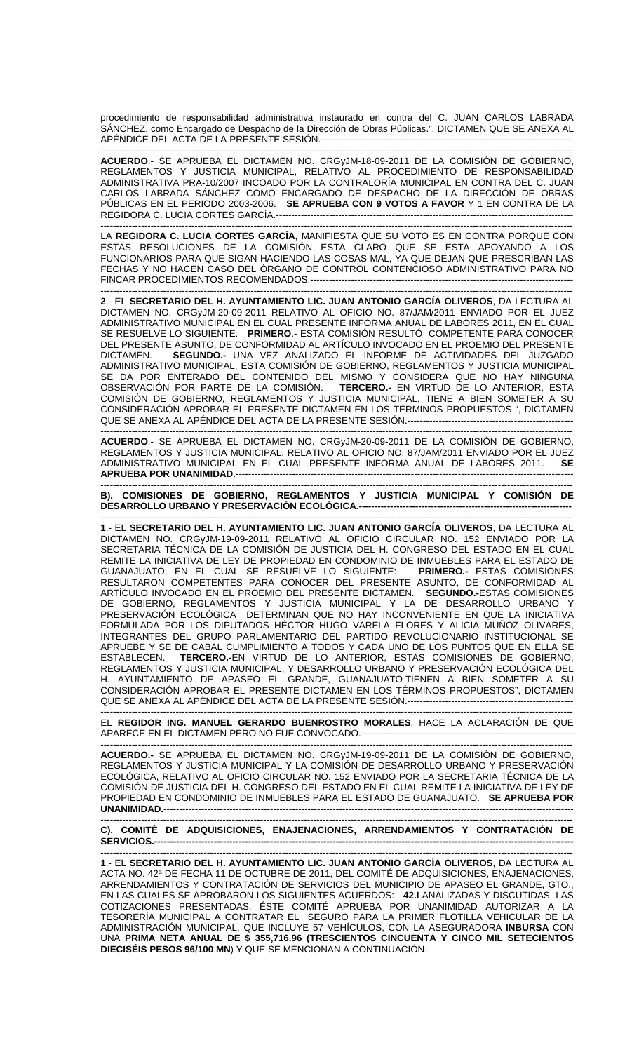procedimiento de responsabilidad administrativa instaurado en contra del C. JUAN CARLOS LABRADA SÁNCHEZ, como Encargado de Despacho de la Dirección de Obras Públicas.", DICTAMEN QUE SE ANEXA AL APÉNDICE DEL ACTA DE LA PRESENTE SESIÓN.------------------------------------------------------------------------------

---------------------------------------------------------------------------------------------------------------------------------------

**ACUERDO**.- SE APRUEBA EL DICTAMEN NO. CRGyJM-18-09-2011 DE LA COMISIÓN DE GOBIERNO, REGLAMENTOS Y JUSTICIA MUNICIPAL, RELATIVO AL PROCEDIMIENTO DE RESPONSABILIDAD ADMINISTRATIVA PRA-10/2007 INCOADO POR LA CONTRALORÍA MUNICIPAL EN CONTRA DEL C. JUAN CARLOS LABRADA SÁNCHEZ COMO ENCARGADO DE DESPACHO DE LA DIRECCIÓN DE OBRAS PÚBLICAS EN EL PERIODO 2003-2006. **SE APRUEBA CON 9 VOTOS A FAVOR** Y 1 EN CONTRA DE LA REGIDORA C. LUCIA CORTES GARCÍA.---------------------------------------------------------------------------------------------

---------------------------------------------------------------------------------------------------------------------------------------

LA **REGIDORA C. LUCIA CORTES GARCÍA**, MANIFIESTA QUE SU VOTO ES EN CONTRA PORQUE CON ESTAS RESOLUCIONES DE LA COMISIÓN ESTA CLARO QUE SE ESTA APOYANDO A LOS FUNCIONARIOS PARA QUE SIGAN HACIENDO LAS COSAS MAL, YA QUE DEJAN QUE PRESCRIBAN LAS FECHAS Y NO HACEN CASO DEL ÓRGANO DE CONTROL CONTENCIOSO ADMINISTRATIVO PARA NO FINCAR PROCEDIMIENTOS RECOMENDADOS.--------------------------------------------------------------------------------

---------------------------------------------------------------------------------------------------------------------------------------

**2**.- EL **SECRETARIO DEL H. AYUNTAMIENTO LIC. JUAN ANTONIO GARCÍA OLIVEROS**, DA LECTURA AL DICTAMEN NO. CRGyJM-20-09-2011 RELATIVO AL OFICIO NO. 87/JAM/2011 ENVIADO POR EL JUEZ ADMINISTRATIVO MUNICIPAL EN EL CUAL PRESENTE INFORMA ANUAL DE LABORES 2011, EN EL CUAL SE RESUELVE LO SIGUIENTE: **PRIMERO**.- ESTA COMISIÓN RESULTÓ COMPETENTE PARA CONOCER DEL PRESENTE ASUNTO, DE CONFORMIDAD AL ARTÍCULO INVOCADO EN EL PROEMIO DEL PRESENTE DICTAMEN. **SEGUNDO.-** UNA VEZ ANALIZADO EL INFORME DE ACTIVIDADES DEL JUZGADO ADMINISTRATIVO MUNICIPAL, ESTA COMISIÓN DE GOBIERNO, REGLAMENTOS Y JUSTICIA MUNICIPAL SE DA POR ENTERADO DEL CONTENIDO DEL MISMO Y CONSIDERA QUE NO HAY NINGUNA OBSERVACIÓN POR PARTE DE LA COMISIÓN. **TERCERO.-** EN VIRTUD DE LO ANTERIOR, ESTA COMISIÓN DE GOBIERNO, REGLAMENTOS Y JUSTICIA MUNICIPAL, TIENE A BIEN SOMETER A SU CONSIDERACIÓN APROBAR EL PRESENTE DICTAMEN EN LOS TÉRMINOS PROPUESTOS ", DICTAMEN QUE SE ANEXA AL APÉNDICE DEL ACTA DE LA PRESENTE SESIÓN.---------------------------------------------------

---------------------------------------------------------------------------------------------------------------------------------------

**ACUERDO**.- SE APRUEBA EL DICTAMEN NO. CRGyJM-20-09-2011 DE LA COMISIÓN DE GOBIERNO, REGLAMENTOS Y JUSTICIA MUNICIPAL, RELATIVO AL OFICIO NO. 87/JAM/2011 ENVIADO POR EL JUEZ ADMINISTRATIVO MUNICIPAL EN EL CUAL PRESENTE INFORMA ANUAL DE LABORES 2011. **SE APRUEBA POR UNANIMIDAD**.-----------------------------------------------------------------------------------------------------

---------------------------------------------------------------------------------------------------------------------------------------

**B). COMISIONES DE GOBIERNO, REGLAMENTOS Y JUSTICIA MUNICIPAL Y COMISIÓN DE DESARROLLO URBANO Y PRESERVACIÓN ECOLÓGICA.-------------------------------------------------------------------**

---------------------------------------------------------------------------------------------------------------------------------------

**1**.- EL **SECRETARIO DEL H. AYUNTAMIENTO LIC. JUAN ANTONIO GARCÍA OLIVEROS**, DA LECTURA AL DICTAMEN NO. CRGyJM-19-09-2011 RELATIVO AL OFICIO CIRCULAR NO. 152 ENVIADO POR LA SECRETARIA TÉCNICA DE LA COMISIÓN DE JUSTICIA DEL H. CONGRESO DEL ESTADO EN EL CUAL REMITE LA INICIATIVA DE LEY DE PROPIEDAD EN CONDOMINIO DE INMUEBLES PARA EL ESTADO DE GUANAJUATO, EN EL CUAL SE RESUELVE LO SIGUIENTE: **PRIMERO.-** ESTAS COMISIONES RESULTARON COMPETENTES PARA CONOCER DEL PRESENTE ASUNTO, DE CONFORMIDAD AL ARTÍCULO INVOCADO EN EL PROEMIO DEL PRESENTE DICTAMEN. **SEGUNDO.-**ESTAS COMISIONES DE GOBIERNO, REGLAMENTOS Y JUSTICIA MUNICIPAL Y LA DE DESARROLLO URBANO Y PRESERVACIÓN ECOLÓGICA DETERMINAN QUE NO HAY INCONVENIENTE EN QUE LA INICIATIVA FORMULADA POR LOS DIPUTADOS HÉCTOR HUGO VARELA FLORES Y ALICIA MUÑOZ OLIVARES, INTEGRANTES DEL GRUPO PARLAMENTARIO DEL PARTIDO REVOLUCIONARIO INSTITUCIONAL SE APRUEBE Y SE DE CABAL CUMPLIMIENTO A TODOS Y CADA UNO DE LOS PUNTOS QUE EN ELLA SE ESTABLECEN. **TERCERO.-**EN VIRTUD DE LO ANTERIOR, ESTAS COMISIONES DE GOBIERNO, REGLAMENTOS Y JUSTICIA MUNICIPAL, Y DESARROLLO URBANO Y PRESERVACIÓN ECOLÓGICA DEL H. AYUNTAMIENTO DE APASEO EL GRANDE, GUANAJUATO TIENEN A BIEN SOMETER A SU CONSIDERACIÓN APROBAR EL PRESENTE DICTAMEN EN LOS TÉRMINOS PROPUESTOS", DICTAMEN QUE SE ANEXA AL APÉNDICE DEL ACTA DE LA PRESENTE SESIÓN.---------------------------------------------------

---------------------------------------------------------------------------------------------------------------------------------------

EL **REGIDOR ING. MANUEL GERARDO BUENROSTRO MORALES**, HACE LA ACLARACIÓN DE QUE APARECE EN EL DICTAMEN PERO NO FUE CONVOCADO.-------------------------------------------------------------------

---------------------------------------------------------------------------------------------------------------------------------------

**ACUERDO.-** SE APRUEBA EL DICTAMEN NO. CRGyJM-19-09-2011 DE LA COMISIÓN DE GOBIERNO, REGLAMENTOS Y JUSTICIA MUNICIPAL Y LA COMISIÓN DE DESARROLLO URBANO Y PRESERVACIÓN ECOLÓGICA, RELATIVO AL OFICIO CIRCULAR NO. 152 ENVIADO POR LA SECRETARIA TÉCNICA DE LA COMISIÓN DE JUSTICIA DEL H. CONGRESO DEL ESTADO EN EL CUAL REMITE LA INICIATIVA DE LEY DE PROPIEDAD EN CONDOMINIO DE INMUEBLES PARA EL ESTADO DE GUANAJUATO. **SE APRUEBA POR UNANIMIDAD.**------------------------------------------------------------------------------------------------------------------------

---------------------------------------------------------------------------------------------------------------------------------------

**C). COMITÉ DE ADQUISICIONES, ENAJENACIONES, ARRENDAMIENTOS Y CONTRATACIÓN DE SERVICIOS.----------------------------------------------------------------------------------------------------------------------------**

---------------------------------------------------------------------------------------------------------------------------------------

**1**.- EL **SECRETARIO DEL H. AYUNTAMIENTO LIC. JUAN ANTONIO GARCÍA OLIVEROS**, DA LECTURA AL ACTA NO. 42ª DE FECHA 11 DE OCTUBRE DE 2011, DEL COMITÉ DE ADQUISICIONES, ENAJENACIONES, ARRENDAMIENTOS Y CONTRATACIÓN DE SERVICIOS DEL MUNICIPIO DE APASEO EL GRANDE, GTO., EN LAS CUALES SE APROBARON LOS SIGUIENTES ACUERDOS: **42.I** ANALIZADAS Y DISCUTIDAS LAS COTIZACIONES PRESENTADAS, ÉSTE COMITÉ APRUEBA POR UNANIMIDAD AUTORIZAR A LA TESORERÍA MUNICIPAL A CONTRATAR EL SEGURO PARA LA PRIMER FLOTILLA VEHICULAR DE LA ADMINISTRACIÓN MUNICIPAL, QUE INCLUYE 57 VEHÍCULOS, CON LA ASEGURADORA **INBURSA** CON UNA **PRIMA NETA ANUAL DE $ 355,716.96 (TRESCIENTOS CINCUENTA Y CINCO MIL SETECIENTOS DIECISÉIS PESOS 96/100 MN**) Y QUE SE MENCIONAN A CONTINUACIÓN: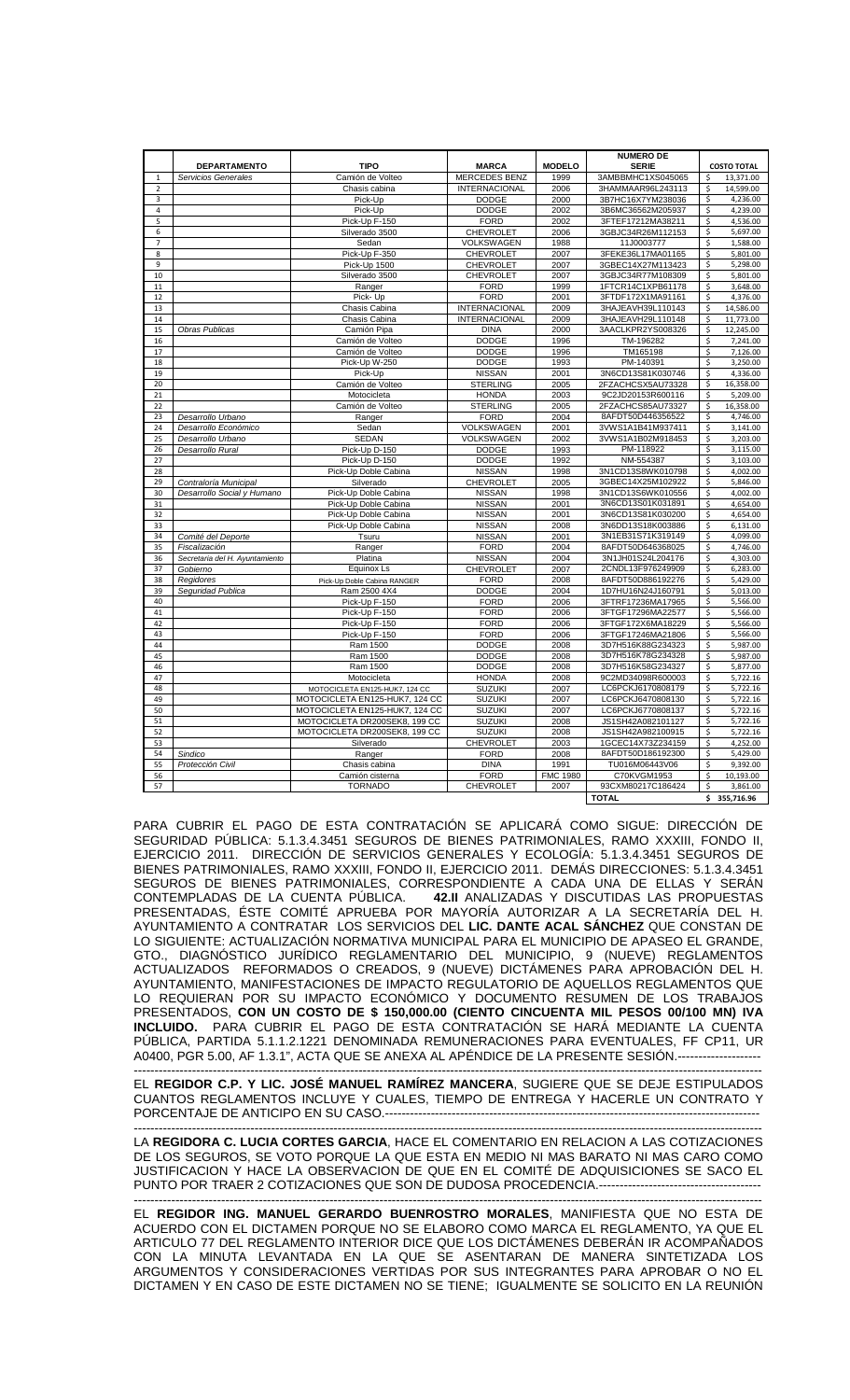| | DEPARTAMENTO | TIPO | MARCA | MODELO | NUMERO DE SERIE | COSTO TOTAL |
|---|---|---|---|---|---|---|
| 1 | *Servicios Generales* | Camión de Volteo | MERCEDES BENZ | 1999 | 3AMBBMHC1XS045065 | $ 13,371.00 |
| 2 | | Chasis cabina | INTERNACIONAL | 2006 | 3HAMMAAR96L243113 | $ 14,599.00 |
| 3 | | Pick-Up | DODGE | 2000 | 3B7HC16X7YM238036 | $ 4,236.00 |
| 4 | | Pick-Up | DODGE | 2002 | 3B6MC36562M205937 | $ 4,239.00 |
| 5 | | Pick-Up F-150 | FORD | 2002 | 3FTEF17212MA38211 | $ 4,536.00 |
| 6 | | Silverado 3500 | CHEVROLET | 2006 | 3GBJC34R26M112153 | $ 5,697.00 |
| 7 | | Sedan | VOLKSWAGEN | 1988 | 11J0003777 | $ 1,588.00 |
| 8 | | Pick-Up F-350 | CHEVROLET | 2007 | 3FEKE36L17MA01165 | $ 5,801.00 |
| 9 | | Pick-Up 1500 | CHEVROLET | 2007 | 3GBEC14X27M113423 | $ 5,298.00 |
| 10 | | Silverado 3500 | CHEVROLET | 2007 | 3GBJC34R77M108309 | $ 5,801.00 |
| 11 | | Ranger | FORD | 1999 | 1FTCR14C1XPB61178 | $ 3,648.00 |
| 12 | | Pick- Up | FORD | 2001 | 3FTDF172X1MA91161 | $ 4,376.00 |
| 13 | | Chasis Cabina | INTERNACIONAL | 2009 | 3HAJEAVH39L110143 | $ 14,586.00 |
| 14 | | Chasis Cabina | INTERNACIONAL | 2009 | 3HAJEAVH29L110148 | $ 11,773.00 |
| 15 | *Obras Publicas* | Camión Pipa | DINA | 2000 | 3AACLKPR2YS008326 | $ 12,245.00 |
| 16 | | Camión de Volteo | DODGE | 1996 | TM-196282 | $ 7,241.00 |
| 17 | | Camión de Volteo | DODGE | 1996 | TM165198 | $ 7,126.00 |
| 18 | | Pick-Up W-250 | DODGE | 1993 | PM-140391 | $ 3,250.00 |
| 19 | | Pick-Up | NISSAN | 2001 | 3N6CD13S81K030746 | $ 4,336.00 |
| 20 | | Camión de Volteo | STERLING | 2005 | 2FZACHCSX5AU73328 | $ 16,358.00 |
| 21 | | Motocicleta | HONDA | 2003 | 9C2JD20153R600116 | $ 5,209.00 |
| 22 | | Camión de Volteo | STERLING | 2005 | 2FZACHCS85AU73327 | $ 16,358.00 |
| 23 | *Desarrollo Urbano* | Ranger | FORD | 2004 | 8AFDT50D446356522 | $ 4,746.00 |
| 24 | *Desarrollo Económico* | Sedan | VOLKSWAGEN | 2001 | 3VWS1A1B41M937411 | $ 3,141.00 |
| 25 | *Desarrollo Urbano* | SEDAN | VOLKSWAGEN | 2002 | 3VWS1A1B02M918453 | $ 3,203.00 |
| 26 | *Desarrollo Rural* | Pick-Up D-150 | DODGE | 1993 | PM-118922 | $ 3,115.00 |
| 27 | | Pick-Up D-150 | DODGE | 1992 | NM-554387 | $ 3,103.00 |
| 28 | | Pick-Up Doble Cabina | NISSAN | 1998 | 3N1CD13S8WK010798 | $ 4,002.00 |
| 29 | *Contraloría Municipal* | Silverado | CHEVROLET | 2005 | 3GBEC14X25M102922 | $ 5,846.00 |
| 30 | *Desarrollo Social y Humano* | Pick-Up Doble Cabina | NISSAN | 1998 | 3N1CD13S6WK010556 | $ 4,002.00 |
| 31 | | Pick-Up Doble Cabina | NISSAN | 2001 | 3N6CD13S01K031891 | $ 4,654.00 |
| 32 | | Pick-Up Doble Cabina | NISSAN | 2001 | 3N6CD13S81K030200 | $ 4,654.00 |
| 33 | | Pick-Up Doble Cabina | NISSAN | 2008 | 3N6DD13S18K003886 | $ 6,131.00 |
| 34 | *Comité del Deporte* | Tsuru | NISSAN | 2001 | 3N1EB31S71K319149 | $ 4,099.00 |
| 35 | *Fiscalización* | Ranger | FORD | 2004 | 8AFDT50D646368025 | $ 4,746.00 |
| 36 | *Secretaria del H. Ayuntamiento* | Platina | NISSAN | 2004 | 3N1JH01S24L204176 | $ 4,303.00 |
| 37 | *Gobierno* | Equinox Ls | CHEVROLET | 2007 | 2CNDL13F976249909 | $ 6,283.00 |
| 38 | *Regidores* | Pick-Up Doble Cabina RANGER | FORD | 2008 | 8AFDT50D886192276 | $ 5,429.00 |
| 39 | *Seguridad Publica* | Ram 2500 4X4 | DODGE | 2004 | 1D7HU16N24J160791 | $ 5,013.00 |
| 40 | | Pick-Up F-150 | FORD | 2006 | 3FTRF17236MA17965 | $ 5,566.00 |
| 41 | | Pick-Up F-150 | FORD | 2006 | 3FTGF17296MA22577 | $ 5,566.00 |
| 42 | | Pick-Up F-150 | FORD | 2006 | 3FTGF172X6MA18229 | $ 5,566.00 |
| 43 | | Pick-Up F-150 | FORD | 2006 | 3FTGF17246MA21806 | $ 5,566.00 |
| 44 | | Ram 1500 | DODGE | 2008 | 3D7H516K88G234323 | $ 5,987.00 |
| 45 | | Ram 1500 | DODGE | 2008 | 3D7H516K78G234328 | $ 5,987.00 |
| 46 | | Ram 1500 | DODGE | 2008 | 3D7H516K58G234327 | $ 5,877.00 |
| 47 | | Motocicleta | HONDA | 2008 | 9C2MD34098R600003 | $ 5,722.16 |
| 48 | | MOTOCICLETA EN125-HUK7, 124 CC | SUZUKI | 2007 | LC6PCKJ6170808179 | $ 5,722.16 |
| 49 | | MOTOCICLETA EN125-HUK7, 124 CC | SUZUKI | 2007 | LC6PCKJ6470808130 | $ 5,722.16 |
| 50 | | MOTOCICLETA EN125-HUK7, 124 CC | SUZUKI | 2007 | LC6PCKJ6770808137 | $ 5,722.16 |
| 51 | | MOTOCICLETA DR200SEK8, 199 CC | SUZUKI | 2008 | JS1SH42A082101127 | $ 5,722.16 |
| 52 | | MOTOCICLETA DR200SEK8, 199 CC | SUZUKI | 2008 | JS1SH42A982100915 | $ 5,722.16 |
| 53 | | Silverado | CHEVROLET | 2003 | 1GCEC14X73Z234159 | $ 4,252.00 |
| 54 | *Sindico* | Ranger | FORD | 2008 | 8AFDT50D186192300 | $ 5,429.00 |
| 55 | *Protección Civil* | Chasis cabina | DINA | 1991 | TU016M06443V06 | $ 9,392.00 |
| 56 | | Camión cisterna | FORD | FMC 1980 | C70KVGM1953 | $ 10,193.00 |
| 57 | | TORNADO | CHEVROLET | 2007 | 93CXM80217C186424 | $ 3,861.00 |
| | | | | | **TOTAL** | **$ 355,716.96** |

PARA CUBRIR EL PAGO DE ESTA CONTRATACIÓN SE APLICARÁ COMO SIGUE: DIRECCIÓN DE SEGURIDAD PÚBLICA: 5.1.3.4.3451 SEGUROS DE BIENES PATRIMONIALES, RAMO XXXIII, FONDO II, EJERCICIO 2011. DIRECCIÓN DE SERVICIOS GENERALES Y ECOLOGÍA: 5.1.3.4.3451 SEGUROS DE BIENES PATRIMONIALES, RAMO XXXIII, FONDO II, EJERCICIO 2011. DEMÁS DIRECCIONES: 5.1.3.4.3451 SEGUROS DE BIENES PATRIMONIALES, CORRESPONDIENTE A CADA UNA DE ELLAS Y SERÁN CONTEMPLADAS DE LA CUENTA PÚBLICA. **42.II** ANALIZADAS Y DISCUTIDAS LAS PROPUESTAS PRESENTADAS, ÉSTE COMITÉ APRUEBA POR MAYORÍA AUTORIZAR A LA SECRETARÍA DEL H. AYUNTAMIENTO A CONTRATAR LOS SERVICIOS DEL **LIC. DANTE ACAL SÁNCHEZ** QUE CONSTAN DE LO SIGUIENTE: ACTUALIZACIÓN NORMATIVA MUNICIPAL PARA EL MUNICIPIO DE APASEO EL GRANDE, GTO., DIAGNÓSTICO JURÍDICO REGLAMENTARIO DEL MUNICIPIO, 9 (NUEVE) REGLAMENTOS ACTUALIZADOS REFORMADOS O CREADOS, 9 (NUEVE) DICTÁMENES PARA APROBACIÓN DEL H. AYUNTAMIENTO, MANIFESTACIONES DE IMPACTO REGULATORIO DE AQUELLOS REGLAMENTOS QUE LO REQUIERAN POR SU IMPACTO ECONÓMICO Y DOCUMENTO RESUMEN DE LOS TRABAJOS PRESENTADOS, **CON UN COSTO DE $ 150,000.00 (CIENTO CINCUENTA MIL PESOS 00/100 MN) IVA INCLUIDO.** PARA CUBRIR EL PAGO DE ESTA CONTRATACIÓN SE HARÁ MEDIANTE LA CUENTA PÚBLICA, PARTIDA 5.1.1.2.1221 DENOMINADA REMUNERACIONES PARA EVENTUALES, FF CP11, UR A0400, PGR 5.00, AF 1.3.1", ACTA QUE SE ANEXA AL APÉNDICE DE LA PRESENTE SESIÓN.--------------------

EL **REGIDOR C.P. Y LIC. JOSÉ MANUEL RAMÍREZ MANCERA**, SUGIERE QUE SE DEJE ESTIPULADOS CUANTOS REGLAMENTOS INCLUYE Y CUALES, TIEMPO DE ENTREGA Y HACERLE UN CONTRATO Y PORCENTAJE DE ANTICIPO EN SU CASO.----------------------------------------------------------------------------

LA **REGIDORA C. LUCIA CORTES GARCIA**, HACE EL COMENTARIO EN RELACION A LAS COTIZACIONES DE LOS SEGUROS, SE VOTO PORQUE LA QUE ESTA EN MEDIO NI MAS BARATO NI MAS CARO COMO JUSTIFICACION Y HACE LA OBSERVACION DE QUE EN EL COMITÉ DE ADQUISICIONES SE SACO EL PUNTO POR TRAER 2 COTIZACIONES QUE SON DE DUDOSA PROCEDENCIA.---------------------------------------

EL **REGIDOR ING. MANUEL GERARDO BUENROSTRO MORALES**, MANIFIESTA QUE NO ESTA DE ACUERDO CON EL DICTAMEN PORQUE NO SE ELABORO COMO MARCA EL REGLAMENTO, YA QUE EL ARTICULO 77 DEL REGLAMENTO INTERIOR DICE QUE LOS DICTÁMENES DEBERÁN IR ACOMPAÑADOS CON LA MINUTA LEVANTADA EN LA QUE SE ASENTARAN DE MANERA SINTETIZADA LOS ARGUMENTOS Y CONSIDERACIONES VERTIDAS POR SUS INTEGRANTES PARA APROBAR O NO EL DICTAMEN Y EN CASO DE ESTE DICTAMEN NO SE TIENE; IGUALMENTE SE SOLICITO EN LA REUNIÓN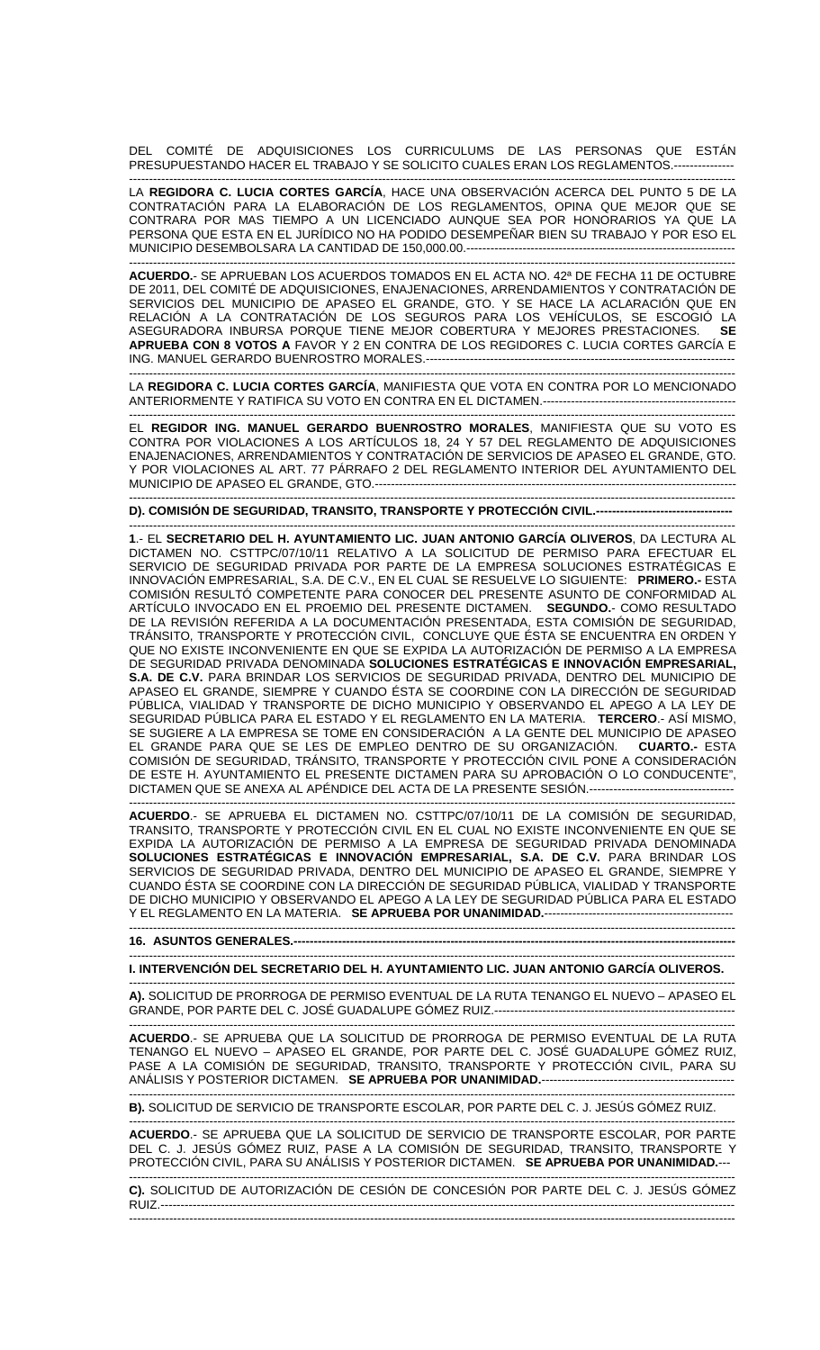DEL COMITÉ DE ADQUISICIONES LOS CURRICULUMS DE LAS PERSONAS QUE ESTÁN PRESUPUESTANDO HACER EL TRABAJO Y SE SOLICITO CUALES ERAN LOS REGLAMENTOS.---------------

LA **REGIDORA C. LUCIA CORTES GARCÍA**, HACE UNA OBSERVACIÓN ACERCA DEL PUNTO 5 DE LA CONTRATACIÓN PARA LA ELABORACIÓN DE LOS REGLAMENTOS, OPINA QUE MEJOR QUE SE CONTRARA POR MAS TIEMPO A UN LICENCIADO AUNQUE SEA POR HONORARIOS YA QUE LA PERSONA QUE ESTA EN EL JURÍDICO NO HA PODIDO DESEMPEÑAR BIEN SU TRABAJO Y POR ESO EL MUNICIPIO DESEMBOLSARA LA CANTIDAD DE 150,000.00.-------------------------------------------------------------------

**ACUERDO**.- SE APRUEBAN LOS ACUERDOS TOMADOS EN EL ACTA NO. 42ª DE FECHA 11 DE OCTUBRE DE 2011, DEL COMITÉ DE ADQUISICIONES, ENAJENACIONES, ARRENDAMIENTOS Y CONTRATACIÓN DE SERVICIOS DEL MUNICIPIO DE APASEO EL GRANDE, GTO. Y SE HACE LA ACLARACIÓN QUE EN RELACIÓN A LA CONTRATACIÓN DE LOS SEGUROS PARA LOS VEHÍCULOS, SE ESCOGIÓ LA ASEGURADORA INBURSA PORQUE TIENE MEJOR COBERTURA Y MEJORES PRESTACIONES. **SE APRUEBA CON 8 VOTOS A** FAVOR Y 2 EN CONTRA DE LOS REGIDORES C. LUCIA CORTES GARCÍA E ING. MANUEL GERARDO BUENROSTRO MORALES.---------------------------------------------------------------------------

LA **REGIDORA C. LUCIA CORTES GARCÍA**, MANIFIESTA QUE VOTA EN CONTRA POR LO MENCIONADO ANTERIORMENTE Y RATIFICA SU VOTO EN CONTRA EN EL DICTAMEN.------------------------------------------------

EL **REGIDOR ING. MANUEL GERARDO BUENROSTRO MORALES**, MANIFIESTA QUE SU VOTO ES CONTRA POR VIOLACIONES A LOS ARTÍCULOS 18, 24 Y 57 DEL REGLAMENTO DE ADQUISICIONES ENAJENACIONES, ARRENDAMIENTOS Y CONTRATACIÓN DE SERVICIOS DE APASEO EL GRANDE, GTO. Y POR VIOLACIONES AL ART. 77 PÁRRAFO 2 DEL REGLAMENTO INTERIOR DEL AYUNTAMIENTO DEL MUNICIPIO DE APASEO EL GRANDE, GTO.--------------------------------------------------------------------------------------------

**D). COMISIÓN DE SEGURIDAD, TRANSITO, TRANSPORTE Y PROTECCIÓN CIVIL.----------------------------------**

**1**.- EL **SECRETARIO DEL H. AYUNTAMIENTO LIC. JUAN ANTONIO GARCÍA OLIVEROS**, DA LECTURA AL DICTAMEN NO. CSTTPC/07/10/11 RELATIVO A LA SOLICITUD DE PERMISO PARA EFECTUAR EL SERVICIO DE SEGURIDAD PRIVADA POR PARTE DE LA EMPRESA SOLUCIONES ESTRATÉGICAS E INNOVACIÓN EMPRESARIAL, S.A. DE C.V., EN EL CUAL SE RESUELVE LO SIGUIENTE: **PRIMERO.-** ESTA COMISIÓN RESULTÓ COMPETENTE PARA CONOCER DEL PRESENTE ASUNTO DE CONFORMIDAD AL ARTÍCULO INVOCADO EN EL PROEMIO DEL PRESENTE DICTAMEN. **SEGUNDO.**- COMO RESULTADO DE LA REVISIÓN REFERIDA A LA DOCUMENTACIÓN PRESENTADA, ESTA COMISIÓN DE SEGURIDAD, TRÁNSITO, TRANSPORTE Y PROTECCIÓN CIVIL, CONCLUYE QUE ÉSTA SE ENCUENTRA EN ORDEN Y QUE NO EXISTE INCONVENIENTE EN QUE SE EXPIDA LA AUTORIZACIÓN DE PERMISO A LA EMPRESA DE SEGURIDAD PRIVADA DENOMINADA **SOLUCIONES ESTRATÉGICAS E INNOVACIÓN EMPRESARIAL, S.A. DE C.V.** PARA BRINDAR LOS SERVICIOS DE SEGURIDAD PRIVADA, DENTRO DEL MUNICIPIO DE APASEO EL GRANDE, SIEMPRE Y CUANDO ÉSTA SE COORDINE CON LA DIRECCIÓN DE SEGURIDAD PÚBLICA, VIALIDAD Y TRANSPORTE DE DICHO MUNICIPIO Y OBSERVANDO EL APEGO A LA LEY DE SEGURIDAD PÚBLICA PARA EL ESTADO Y EL REGLAMENTO EN LA MATERIA. **TERCERO**.- ASÍ MISMO, SE SUGIERE A LA EMPRESA SE TOME EN CONSIDERACIÓN A LA GENTE DEL MUNICIPIO DE APASEO EL GRANDE PARA QUE SE LES DE EMPLEO DENTRO DE SU ORGANIZACIÓN. **CUARTO.-** ESTA COMISIÓN DE SEGURIDAD, TRÁNSITO, TRANSPORTE Y PROTECCIÓN CIVIL PONE A CONSIDERACIÓN DE ESTE H. AYUNTAMIENTO EL PRESENTE DICTAMEN PARA SU APROBACIÓN O LO CONDUCENTE", DICTAMEN QUE SE ANEXA AL APÉNDICE DEL ACTA DE LA PRESENTE SESIÓN.------------------------------------

**ACUERDO**.- SE APRUEBA EL DICTAMEN NO. CSTTPC/07/10/11 DE LA COMISIÓN DE SEGURIDAD, TRANSITO, TRANSPORTE Y PROTECCIÓN CIVIL EN EL CUAL NO EXISTE INCONVENIENTE EN QUE SE EXPIDA LA AUTORIZACIÓN DE PERMISO A LA EMPRESA DE SEGURIDAD PRIVADA DENOMINADA **SOLUCIONES ESTRATÉGICAS E INNOVACIÓN EMPRESARIAL, S.A. DE C.V.** PARA BRINDAR LOS SERVICIOS DE SEGURIDAD PRIVADA, DENTRO DEL MUNICIPIO DE APASEO EL GRANDE, SIEMPRE Y CUANDO ÉSTA SE COORDINE CON LA DIRECCIÓN DE SEGURIDAD PÚBLICA, VIALIDAD Y TRANSPORTE DE DICHO MUNICIPIO Y OBSERVANDO EL APEGO A LA LEY DE SEGURIDAD PÚBLICA PARA EL ESTADO Y EL REGLAMENTO EN LA MATERIA. **SE APRUEBA POR UNANIMIDAD.**-----------------------------------------------

**16. ASUNTOS GENERALES.-----------------------------------------------------------------------------------------------------------**

**I. INTERVENCIÓN DEL SECRETARIO DEL H. AYUNTAMIENTO LIC. JUAN ANTONIO GARCÍA OLIVEROS.**

**A).** SOLICITUD DE PRORROGA DE PERMISO EVENTUAL DE LA RUTA TENANGO EL NUEVO – APASEO EL GRANDE, POR PARTE DEL C. JOSÉ GUADALUPE GÓMEZ RUIZ.------------------------------------------------------------

**ACUERDO**.- SE APRUEBA QUE LA SOLICITUD DE PRORROGA DE PERMISO EVENTUAL DE LA RUTA TENANGO EL NUEVO – APASEO EL GRANDE, POR PARTE DEL C. JOSÉ GUADALUPE GÓMEZ RUIZ, PASE A LA COMISIÓN DE SEGURIDAD, TRANSITO, TRANSPORTE Y PROTECCIÓN CIVIL, PARA SU ANÁLISIS Y POSTERIOR DICTAMEN. **SE APRUEBA POR UNANIMIDAD.**------------------------------------------------

**B).** SOLICITUD DE SERVICIO DE TRANSPORTE ESCOLAR, POR PARTE DEL C. J. JESÚS GÓMEZ RUIZ.

**ACUERDO**.- SE APRUEBA QUE LA SOLICITUD DE SERVICIO DE TRANSPORTE ESCOLAR, POR PARTE DEL C. J. JESÚS GÓMEZ RUIZ, PASE A LA COMISIÓN DE SEGURIDAD, TRANSITO, TRANSPORTE Y PROTECCIÓN CIVIL, PARA SU ANÁLISIS Y POSTERIOR DICTAMEN. **SE APRUEBA POR UNANIMIDAD.**---

**C).** SOLICITUD DE AUTORIZACIÓN DE CESIÓN DE CONCESIÓN POR PARTE DEL C. J. JESÚS GÓMEZ RUIZ.--------------------------------------------------------------------------------------------------------------------------------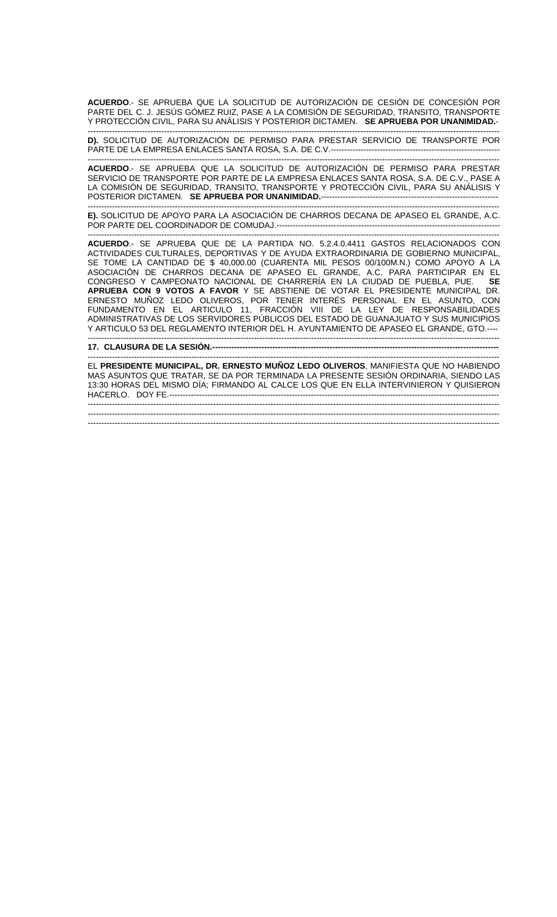**ACUERDO**.- SE APRUEBA QUE LA SOLICITUD DE AUTORIZACIÓN DE CESIÓN DE CONCESIÓN POR PARTE DEL C. J. JESÚS GÓMEZ RUIZ, PASE A LA COMISIÓN DE SEGURIDAD, TRANSITO, TRANSPORTE Y PROTECCIÓN CIVIL, PARA SU ANÁLISIS Y POSTERIOR DICTAMEN. **SE APRUEBA POR UNANIMIDAD.**-

---

**D).** SOLICITUD DE AUTORIZACIÓN DE PERMISO PARA PRESTAR SERVICIO DE TRANSPORTE POR PARTE DE LA EMPRESA ENLACES SANTA ROSA, S.A. DE C.V.-----------------------------------------------------------

---

**ACUERDO**.- SE APRUEBA QUE LA SOLICITUD DE AUTORIZACIÓN DE PERMISO PARA PRESTAR SERVICIO DE TRANSPORTE POR PARTE DE LA EMPRESA ENLACES SANTA ROSA, S.A. DE C.V., PASE A LA COMISIÓN DE SEGURIDAD, TRANSITO, TRANSPORTE Y PROTECCIÓN CIVIL, PARA SU ANÁLISIS Y POSTERIOR DICTAMEN. **SE APRUEBA POR UNANIMIDAD.**--------------------------------------------------------------

---

**E).** SOLICITUD DE APOYO PARA LA ASOCIACIÓN DE CHARROS DECANA DE APASEO EL GRANDE, A.C. POR PARTE DEL COORDINADOR DE COMUDAJ.-------------------------------------------------------------------------------

---

**ACUERDO**.- SE APRUEBA QUE DE LA PARTIDA NO. 5.2.4.0.4411 GASTOS RELACIONADOS CON ACTIVIDADES CULTURALES, DEPORTIVAS Y DE AYUDA EXTRAORDINARIA DE GOBIERNO MUNICIPAL, SE TOME LA CANTIDAD DE $ 40,000.00 (CUARENTA MIL PESOS 00/100M.N.) COMO APOYO A LA ASOCIACIÓN DE CHARROS DECANA DE APASEO EL GRANDE, A.C. PARA PARTICIPAR EN EL CONGRESO Y CAMPEONATO NACIONAL DE CHARRERÍA EN LA CIUDAD DE PUEBLA, PUE. **SE APRUEBA CON 9 VOTOS A FAVOR** Y SE ABSTIENE DE VOTAR EL PRESIDENTE MUNICIPAL DR. ERNESTO MUÑOZ LEDO OLIVEROS, POR TENER INTERÉS PERSONAL EN EL ASUNTO, CON FUNDAMENTO EN EL ARTICULO 11, FRACCIÓN VIII DE LA LEY DE RESPONSABILIDADES ADMINISTRATIVAS DE LOS SERVIDORES PÚBLICOS DEL ESTADO DE GUANAJUATO Y SUS MUNICIPIOS Y ARTICULO 53 DEL REGLAMENTO INTERIOR DEL H. AYUNTAMIENTO DE APASEO EL GRANDE, GTO.----

---

**17. CLAUSURA DE LA SESIÓN.-----------------------------------------------------------------------------------------------**

---

EL **PRESIDENTE MUNICIPAL, DR. ERNESTO MUÑOZ LEDO OLIVEROS**, MANIFIESTA QUE NO HABIENDO MAS ASUNTOS QUE TRATAR, SE DA POR TERMINADA LA PRESENTE SESIÓN ORDINARIA, SIENDO LAS 13:30 HORAS DEL MISMO DÍA; FIRMANDO AL CALCE LOS QUE EN ELLA INTERVINIERON Y QUISIERON HACERLO. DOY FE.-------------------------------------------------------------------------------------------------------------

---